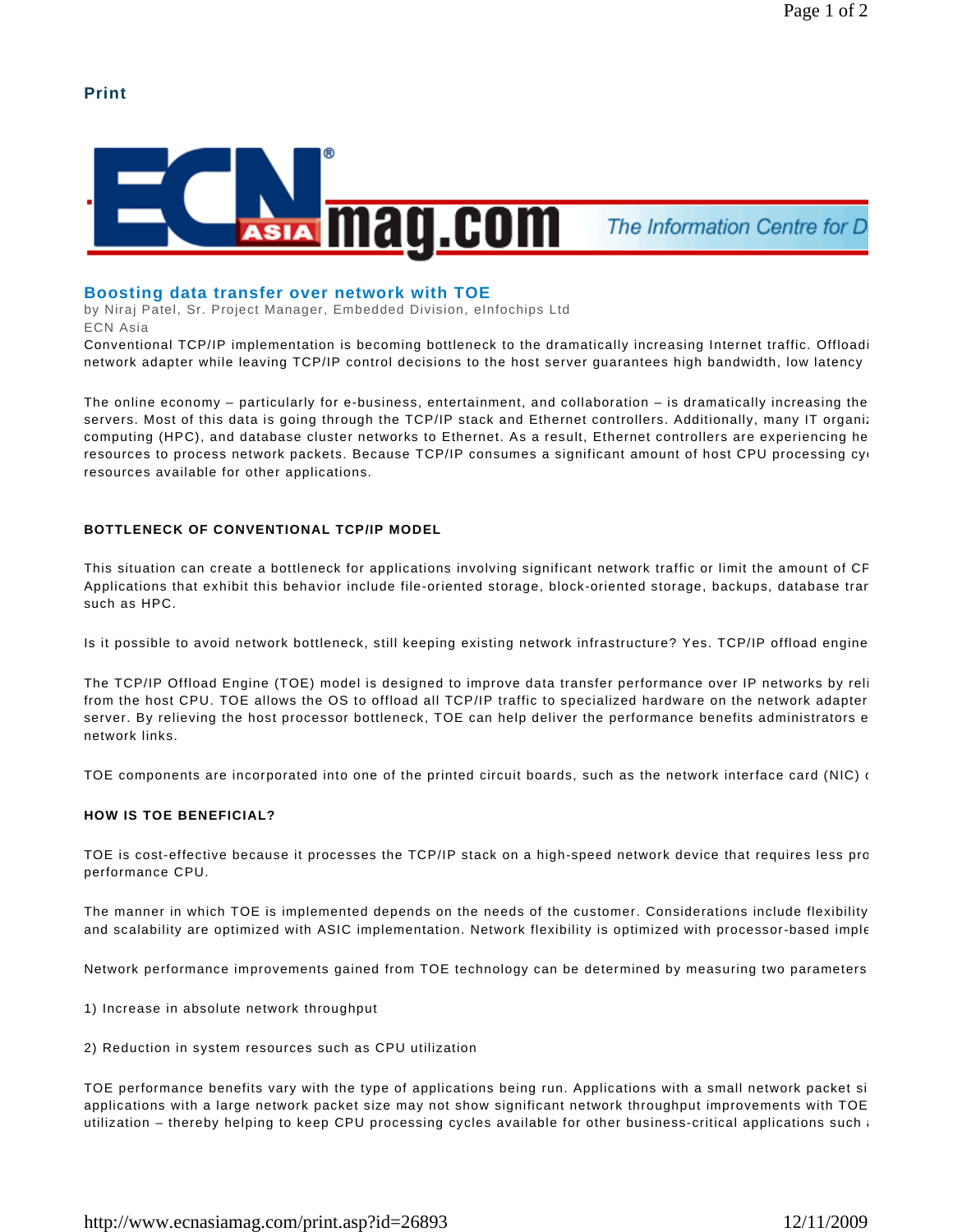Print

# Boosting data transfer over network with TOE

by Niraj Patel, Sr. Project Manager, Embedded Division, eInfochips Ltd

ECN Asia

Conventional TCP/IP implementation is becoming bottleneck to the dramatically increasing Internet traffic. Offloadi network adapter while leaving TCP/IP control decisions to the host server guarantees high bandwidth, low latency

The online economy – particularly for e-business, entertainment, and collaboration – is dramatically increasing the servers. Most of this data is going through the TCP/IP stack and Ethernet controllers. Additionally, many IT organiz computing (HPC), and database cluster networks to Ethernet. As a result, Ethernet controllers are experiencing he resources to process network packets. Because TCP/IP consumes a significant amount of host CPU processing cy resources available for other applications.

## BOTTLENECK OF CONVENTIONAL TCP/IP MODEL

This situation can create a bottleneck for applications involving significant network traffic or limit the amount of CF Applications that exhibit this behavior include file-oriented storage, block-oriented storage, backups, database trar such as HPC.

Is it possible to avoid network bottleneck, still keeping existing network infrastructure? Yes. TCP/IP offload engine

The TCP/IP Offload Engine (TOE) model is designed to improve data transfer performance over IP networks by reli from the host CPU. TOE allows the OS to offload all TCP/IP traffic to specialized hardware on the network adapter server. By relieving the host processor bottleneck, TOE can help deliver the performance benefits administrators e network links.

TOE components are incorporated into one of the printed circuit boards, such as the network interface card (NIC) c

## HOW IS TOE BENEFICIAL?

TOE is cost-effective because it processes the TCP/IP stack on a high-speed network device that requires less pro performance CPU.

The manner in which TOE is implemented depends on the needs of the customer. Considerations include flexibility and scalability are optimized with ASIC implementation. Network flexibility is optimized with processor-based imple

Network performance improvements gained from TOE technology can be determined by measuring two parameters

1) Increase in absolute network throughput

2) Reduction in system resources such as CPU utilization

TOE performance benefits vary with the type of applications being run. Applications with a small network packet si applications with a large network packet size may not show significant network throughput improvements with TOE utilization – thereby helping to keep CPU processing cycles available for other business-critical applications such a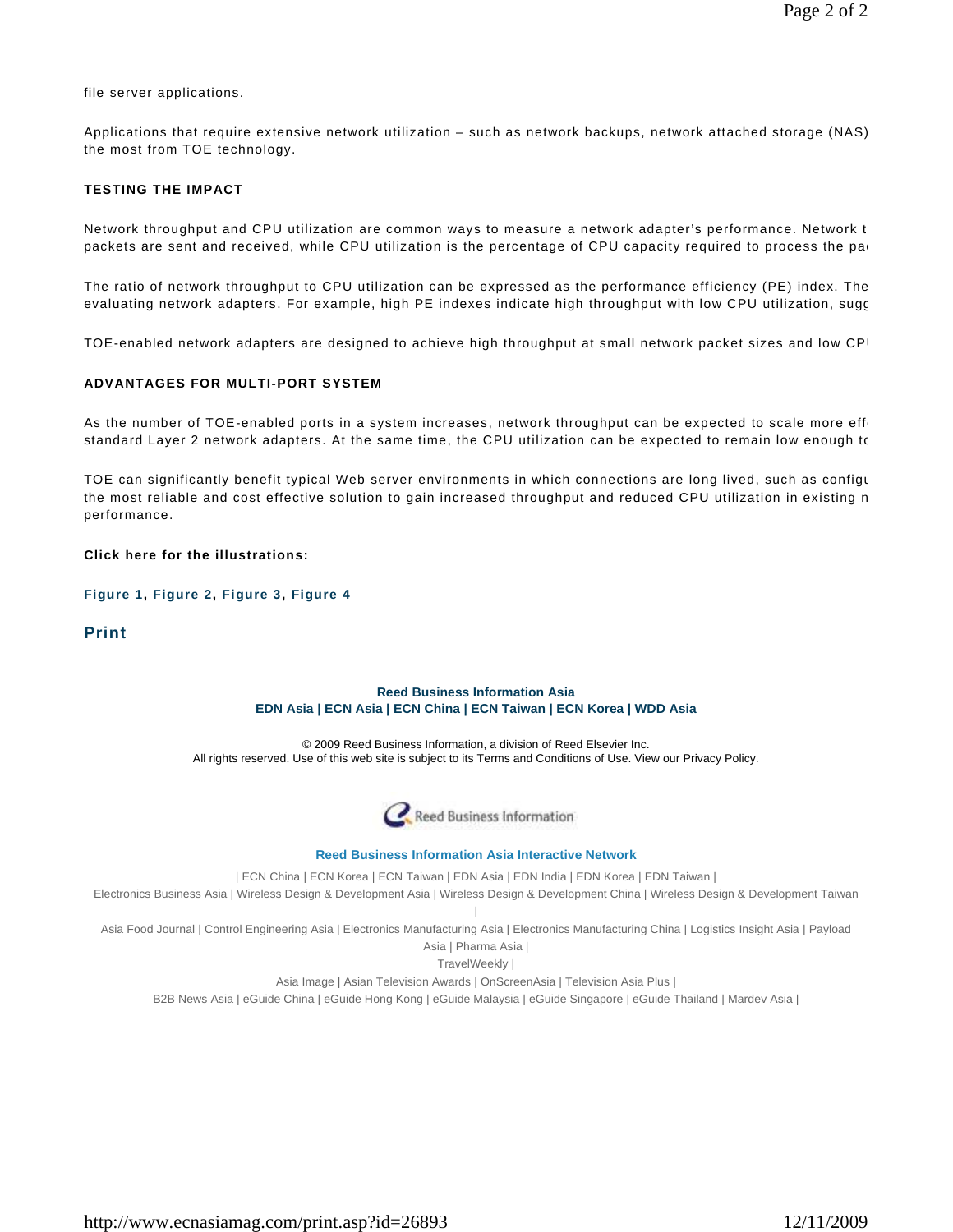file server applications.

Applications that require extensive network utilization – such as network backups, network attached storage (NAS) the most from TOE technology.

**TESTING THE IMPACT**

Network throughput and CPU utilization are common ways to measure a network adapter's performance. Network tl packets are sent and received, while CPU utilization is the percentage of CPU capacity required to process the pa

The ratio of network throughput to CPU utilization can be expressed as the performance efficiency (PE) index. The evaluating network adapters. For example, high PE indexes indicate high throughput with low CPU utilization, sugg

TOE-enabled network adapters are designed to achieve high throughput at small network packet sizes and low CPI

**ADVANTAGES FOR MULTI-PORT SYSTEM**

As the number of TOE-enabled ports in a system increases, network throughput can be expected to scale more eff standard Layer 2 network adapters. At the same time, the CPU utilization can be expected to remain low enough tc

TOE can significantly benefit typical Web server environments in which connections are long lived, such as configu the most reliable and cost effective solution to gain increased throughput and reduced CPU utilization in existing n performance.

**Click here for the illustrations:**

**Figure 1**, **Figure 2**, **Figure 3**, **Figure 4**

**Print**

**Reed Business Information Asia**
**EDN Asia | ECN Asia | ECN China | ECN Taiwan | ECN Korea | WDD Asia**

© 2009 Reed Business Information, a division of Reed Elsevier Inc.
All rights reserved. Use of this web site is subject to its Terms and Conditions of Use. View our Privacy Policy.

Reed Business Information

**Reed Business Information Asia Interactive Network**

| ECN China | ECN Korea | ECN Taiwan | EDN Asia | EDN India | EDN Korea | EDN Taiwan |
Electronics Business Asia | Wireless Design & Development Asia | Wireless Design & Development China | Wireless Design & Development Taiwan |
Asia Food Journal | Control Engineering Asia | Electronics Manufacturing Asia | Electronics Manufacturing China | Logistics Insight Asia | Payload Asia | Pharma Asia |
TravelWeekly |
Asia Image | Asian Television Awards | OnScreenAsia | Television Asia Plus |
B2B News Asia | eGuide China | eGuide Hong Kong | eGuide Malaysia | eGuide Singapore | eGuide Thailand | Mardev Asia |